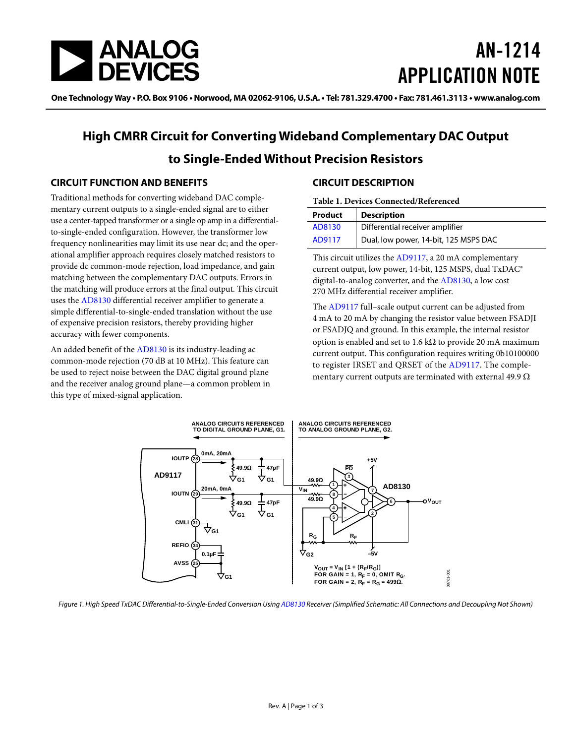# AN-1214 APPLICATION NOTE

One Technology Way • P.O. Box 9106 • Norwood, MA 02062-9106, U.S.A. • Tel: 781.329.4700 • Fax: 781.461.3113 • www.analog.com

## High CMRR Circuit for Converting Wideband Complementary DAC Output to Single-Ended Without Precision Resistors

### CIRCUIT FUNCTION AND BENEFITS

Traditional methods for converting wideband DAC complementary current outputs to a single-ended signal are to either use a center-tapped transformer or a single op amp in a differential-to-single-ended configuration. However, the transformer low frequency nonlinearities may limit its use near dc; and the operational amplifier approach requires closely matched resistors to provide dc common-mode rejection, load impedance, and gain matching between the complementary DAC outputs. Errors in the matching will produce errors at the final output. This circuit uses the AD8130 differential receiver amplifier to generate a simple differential-to-single-ended translation without the use of expensive precision resistors, thereby providing higher accuracy with fewer components.

An added benefit of the AD8130 is its industry-leading ac common-mode rejection (70 dB at 10 MHz). This feature can be used to reject noise between the DAC digital ground plane and the receiver analog ground plane—a common problem in this type of mixed-signal application.

### CIRCUIT DESCRIPTION

**Table 1. Devices Connected/Referenced**

| Product | Description |
| --- | --- |
| AD8130 | Differential receiver amplifier |
| AD9117 | Dual, low power, 14-bit, 125 MSPS DAC |

This circuit utilizes the AD9117, a 20 mA complementary current output, low power, 14-bit, 125 MSPS, dual TxDAC® digital-to-analog converter, and the AD8130, a low cost 270 MHz differential receiver amplifier.

The AD9117 full–scale output current can be adjusted from 4 mA to 20 mA by changing the resistor value between FSADJI or FSADJQ and ground. In this example, the internal resistor option is enabled and set to 1.6 kΩ to provide 20 mA maximum current output. This configuration requires writing 0b10100000 to register IRSET and QRSET of the AD9117. The complementary current outputs are terminated with external 49.9 Ω

*Figure 1. High Speed TxDAC Differential-to-Single-Ended Conversion Using AD8130 Receiver (Simplified Schematic: All Connections and Decoupling Not Shown)*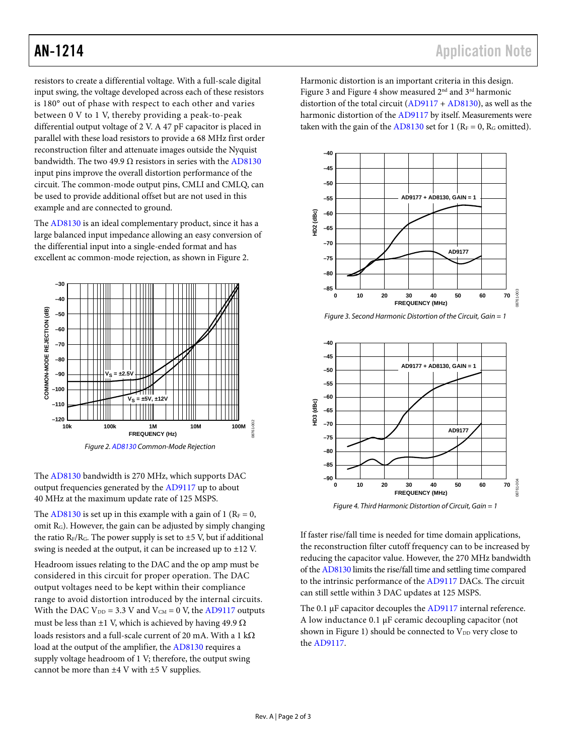resistors to create a differential voltage. With a full-scale digital input swing, the voltage developed across each of these resistors is 180° out of phase with respect to each other and varies between 0 V to 1 V, thereby providing a peak-to-peak differential output voltage of 2 V. A 47 pF capacitor is placed in parallel with these load resistors to provide a 68 MHz first order reconstruction filter and attenuate images outside the Nyquist bandwidth. The two 49.9 Ω resistors in series with the AD8130 input pins improve the overall distortion performance of the circuit. The common-mode output pins, CMLI and CMLQ, can be used to provide additional offset but are not used in this example and are connected to ground.

The AD8130 is an ideal complementary product, since it has a large balanced input impedance allowing an easy conversion of the differential input into a single-ended format and has excellent ac common-mode rejection, as shown in Figure 2.

*Figure 2. AD8130 Common-Mode Rejection*

The AD8130 bandwidth is 270 MHz, which supports DAC output frequencies generated by the AD9117 up to about 40 MHz at the maximum update rate of 125 MSPS.

The AD8130 is set up in this example with a gain of 1 ($R_F = 0$, omit $R_G$). However, the gain can be adjusted by simply changing the ratio $R_F/R_G$. The power supply is set to ±5 V, but if additional swing is needed at the output, it can be increased up to ±12 V.

Headroom issues relating to the DAC and the op amp must be considered in this circuit for proper operation. The DAC output voltages need to be kept within their compliance range to avoid distortion introduced by the internal circuits. With the DAC $V_{DD}$ = 3.3 V and $V_{CM}$ = 0 V, the AD9117 outputs must be less than ±1 V, which is achieved by having 49.9 Ω loads resistors and a full-scale current of 20 mA. With a 1 kΩ load at the output of the amplifier, the AD8130 requires a supply voltage headroom of 1 V; therefore, the output swing cannot be more than ±4 V with ±5 V supplies.

Harmonic distortion is an important criteria in this design. Figure 3 and Figure 4 show measured 2nd and 3rd harmonic distortion of the total circuit (AD9117 + AD8130), as well as the harmonic distortion of the AD9117 by itself. Measurements were taken with the gain of the AD8130 set for 1 ($R_F = 0$, $R_G$ omitted).

*Figure 3. Second Harmonic Distortion of the Circuit, Gain = 1*

*Figure 4. Third Harmonic Distortion of Circuit, Gain = 1*

If faster rise/fall time is needed for time domain applications, the reconstruction filter cutoff frequency can to be increased by reducing the capacitor value. However, the 270 MHz bandwidth of the AD8130 limits the rise/fall time and settling time compared to the intrinsic performance of the AD9117 DACs. The circuit can still settle within 3 DAC updates at 125 MSPS.

The 0.1 µF capacitor decouples the AD9117 internal reference. A low inductance 0.1 µF ceramic decoupling capacitor (not shown in Figure 1) should be connected to $V_{DD}$ very close to the AD9117.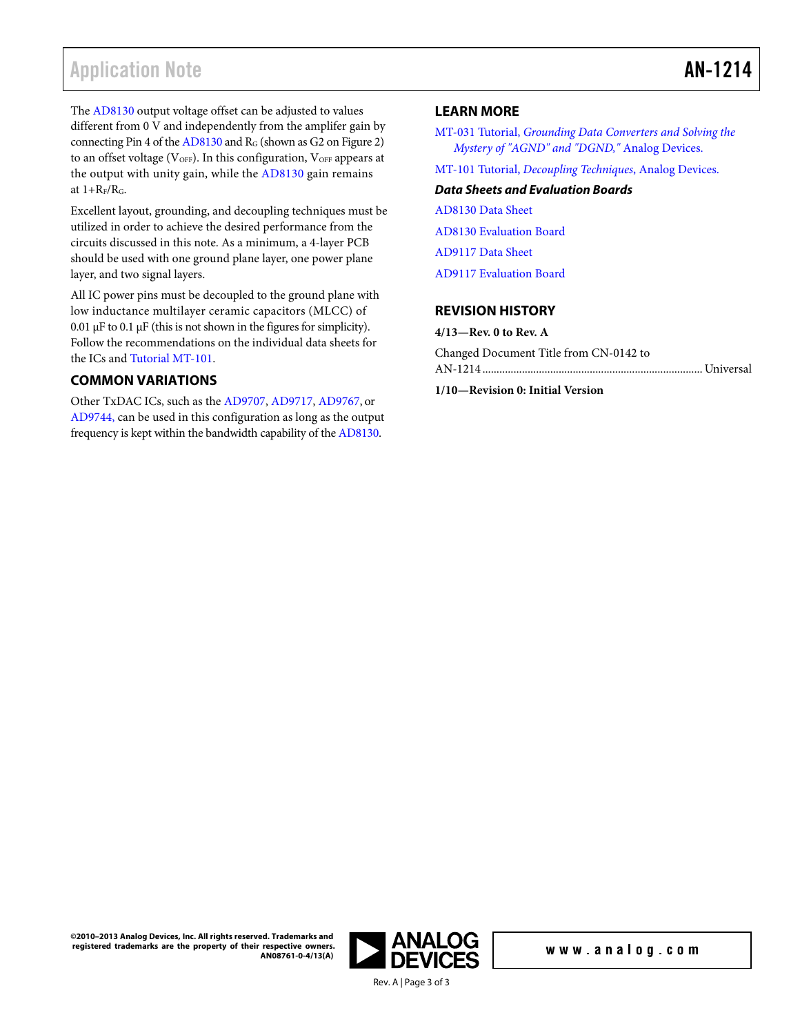The AD8130 output voltage offset can be adjusted to values different from 0 V and independently from the amplifer gain by connecting Pin 4 of the AD8130 and $R_G$ (shown as G2 on Figure 2) to an offset voltage ($V_{OFF}$). In this configuration, $V_{OFF}$ appears at the output with unity gain, while the AD8130 gain remains at $1+R_F/R_G$.

Excellent layout, grounding, and decoupling techniques must be utilized in order to achieve the desired performance from the circuits discussed in this note. As a minimum, a 4-layer PCB should be used with one ground plane layer, one power plane layer, and two signal layers.

All IC power pins must be decoupled to the ground plane with low inductance multilayer ceramic capacitors (MLCC) of 0.01 µF to 0.1 µF (this is not shown in the figures for simplicity). Follow the recommendations on the individual data sheets for the ICs and Tutorial MT-101.

## COMMON VARIATIONS

Other TxDAC ICs, such as the AD9707, AD9717, AD9767, or AD9744, can be used in this configuration as long as the output frequency is kept within the bandwidth capability of the AD8130.

## LEARN MORE

MT-031 Tutorial, *Grounding Data Converters and Solving the Mystery of "AGND" and "DGND,"* Analog Devices.

MT-101 Tutorial, *Decoupling Techniques*, Analog Devices.

### *Data Sheets and Evaluation Boards*

AD8130 Data Sheet

AD8130 Evaluation Board

AD9117 Data Sheet

AD9117 Evaluation Board

## REVISION HISTORY

**4/13—Rev. 0 to Rev. A**

Changed Document Title from CN-0142 to AN-1214 ........................................................................... Universal

**1/10—Revision 0: Initial Version**

**©2010–2013 Analog Devices, Inc. All rights reserved. Trademarks and registered trademarks are the property of their respective owners. AN08761-0-4/13(A)**